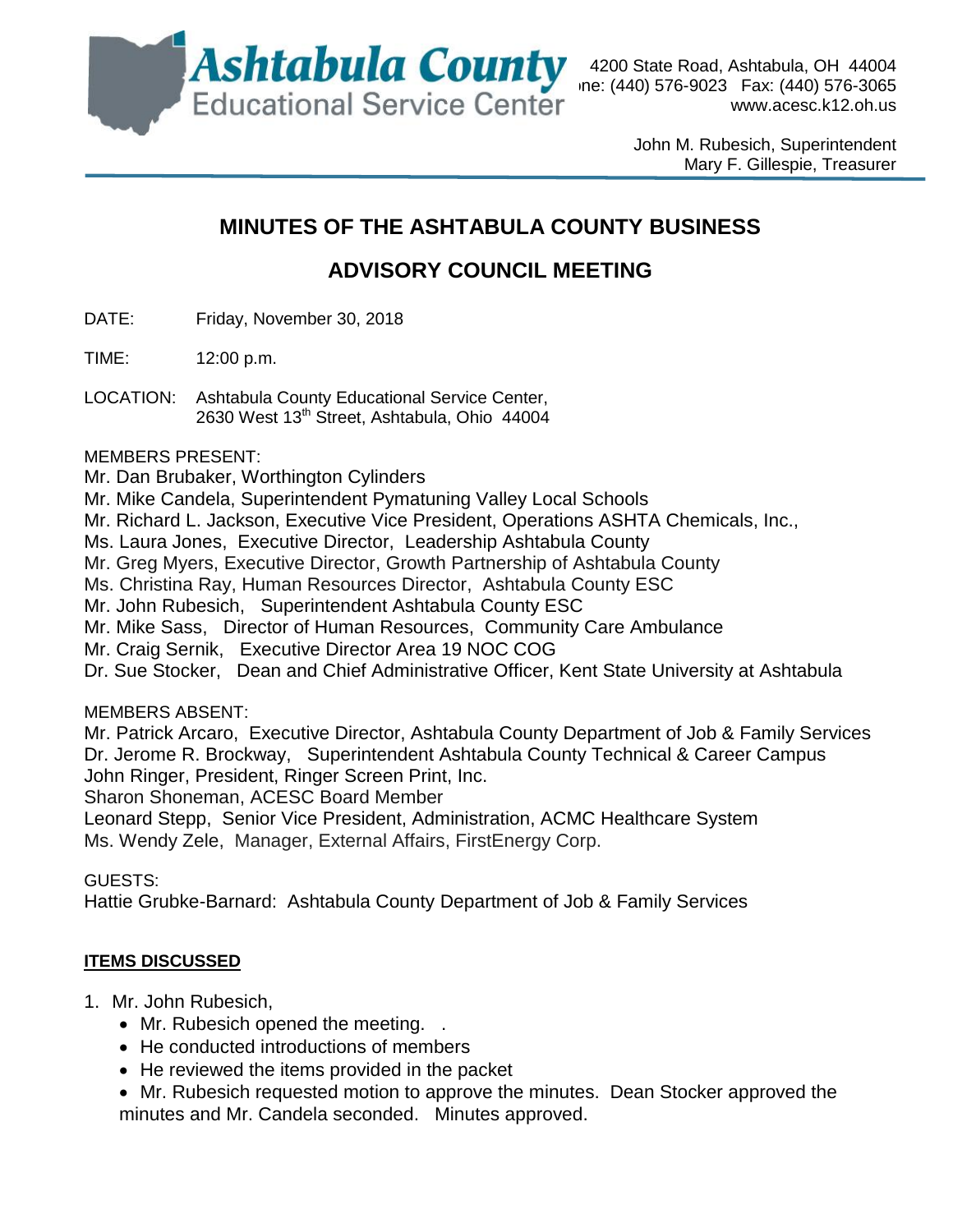Ashtabula County
Educational Service Center

4200 State Road, Ashtabula, OH 44004
Phone: (440) 576-9023 Fax: (440) 576-3065
www.acesc.k12.oh.us

John M. Rubesich, Superintendent
Mary F. Gillespie, Treasurer

# MINUTES OF THE ASHTABULA COUNTY BUSINESS ADVISORY COUNCIL MEETING

DATE: Friday, November 30, 2018

TIME: 12:00 p.m.

LOCATION: Ashtabula County Educational Service Center, 2630 West 13th Street, Ashtabula, Ohio 44004

MEMBERS PRESENT:
Mr. Dan Brubaker, Worthington Cylinders
Mr. Mike Candela, Superintendent Pymatuning Valley Local Schools
Mr. Richard L. Jackson, Executive Vice President, Operations ASHTA Chemicals, Inc.,
Ms. Laura Jones, Executive Director, Leadership Ashtabula County
Mr. Greg Myers, Executive Director, Growth Partnership of Ashtabula County
Ms. Christina Ray, Human Resources Director, Ashtabula County ESC
Mr. John Rubesich, Superintendent Ashtabula County ESC
Mr. Mike Sass, Director of Human Resources, Community Care Ambulance
Mr. Craig Sernik, Executive Director Area 19 NOC COG
Dr. Sue Stocker, Dean and Chief Administrative Officer, Kent State University at Ashtabula

MEMBERS ABSENT:
Mr. Patrick Arcaro, Executive Director, Ashtabula County Department of Job & Family Services
Dr. Jerome R. Brockway, Superintendent Ashtabula County Technical & Career Campus
John Ringer, President, Ringer Screen Print, Inc.
Sharon Shoneman, ACESC Board Member
Leonard Stepp, Senior Vice President, Administration, ACMC Healthcare System
Ms. Wendy Zele, Manager, External Affairs, FirstEnergy Corp.

GUESTS:
Hattie Grubke-Barnard: Ashtabula County Department of Job & Family Services

**ITEMS DISCUSSED**

1. Mr. John Rubesich,
   - Mr. Rubesich opened the meeting. .
   - He conducted introductions of members
   - He reviewed the items provided in the packet
   - Mr. Rubesich requested motion to approve the minutes. Dean Stocker approved the minutes and Mr. Candela seconded. Minutes approved.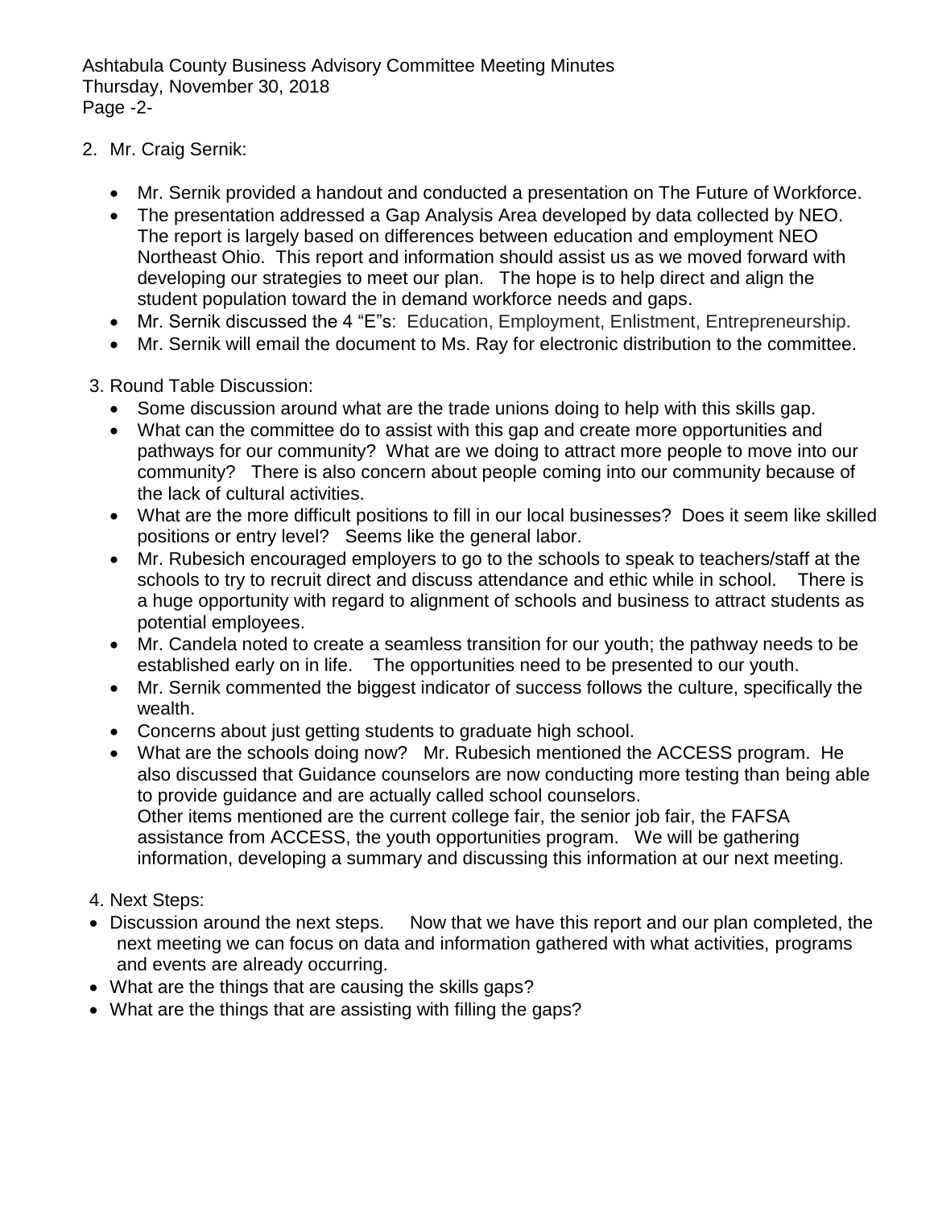2. Mr. Craig Sernik:

- Mr. Sernik provided a handout and conducted a presentation on The Future of Workforce.
- The presentation addressed a Gap Analysis Area developed by data collected by NEO. The report is largely based on differences between education and employment NEO Northeast Ohio. This report and information should assist us as we moved forward with developing our strategies to meet our plan. The hope is to help direct and align the student population toward the in demand workforce needs and gaps.
- Mr. Sernik discussed the 4 "E"s: Education, Employment, Enlistment, Entrepreneurship.
- Mr. Sernik will email the document to Ms. Ray for electronic distribution to the committee.

3. Round Table Discussion:

- Some discussion around what are the trade unions doing to help with this skills gap.
- What can the committee do to assist with this gap and create more opportunities and pathways for our community? What are we doing to attract more people to move into our community? There is also concern about people coming into our community because of the lack of cultural activities.
- What are the more difficult positions to fill in our local businesses? Does it seem like skilled positions or entry level? Seems like the general labor.
- Mr. Rubesich encouraged employers to go to the schools to speak to teachers/staff at the schools to try to recruit direct and discuss attendance and ethic while in school. There is a huge opportunity with regard to alignment of schools and business to attract students as potential employees.
- Mr. Candela noted to create a seamless transition for our youth; the pathway needs to be established early on in life. The opportunities need to be presented to our youth.
- Mr. Sernik commented the biggest indicator of success follows the culture, specifically the wealth.
- Concerns about just getting students to graduate high school.
- What are the schools doing now? Mr. Rubesich mentioned the ACCESS program. He also discussed that Guidance counselors are now conducting more testing than being able to provide guidance and are actually called school counselors.
  Other items mentioned are the current college fair, the senior job fair, the FAFSA assistance from ACCESS, the youth opportunities program. We will be gathering information, developing a summary and discussing this information at our next meeting.

4. Next Steps:

- Discussion around the next steps. Now that we have this report and our plan completed, the next meeting we can focus on data and information gathered with what activities, programs and events are already occurring.
- What are the things that are causing the skills gaps?
- What are the things that are assisting with filling the gaps?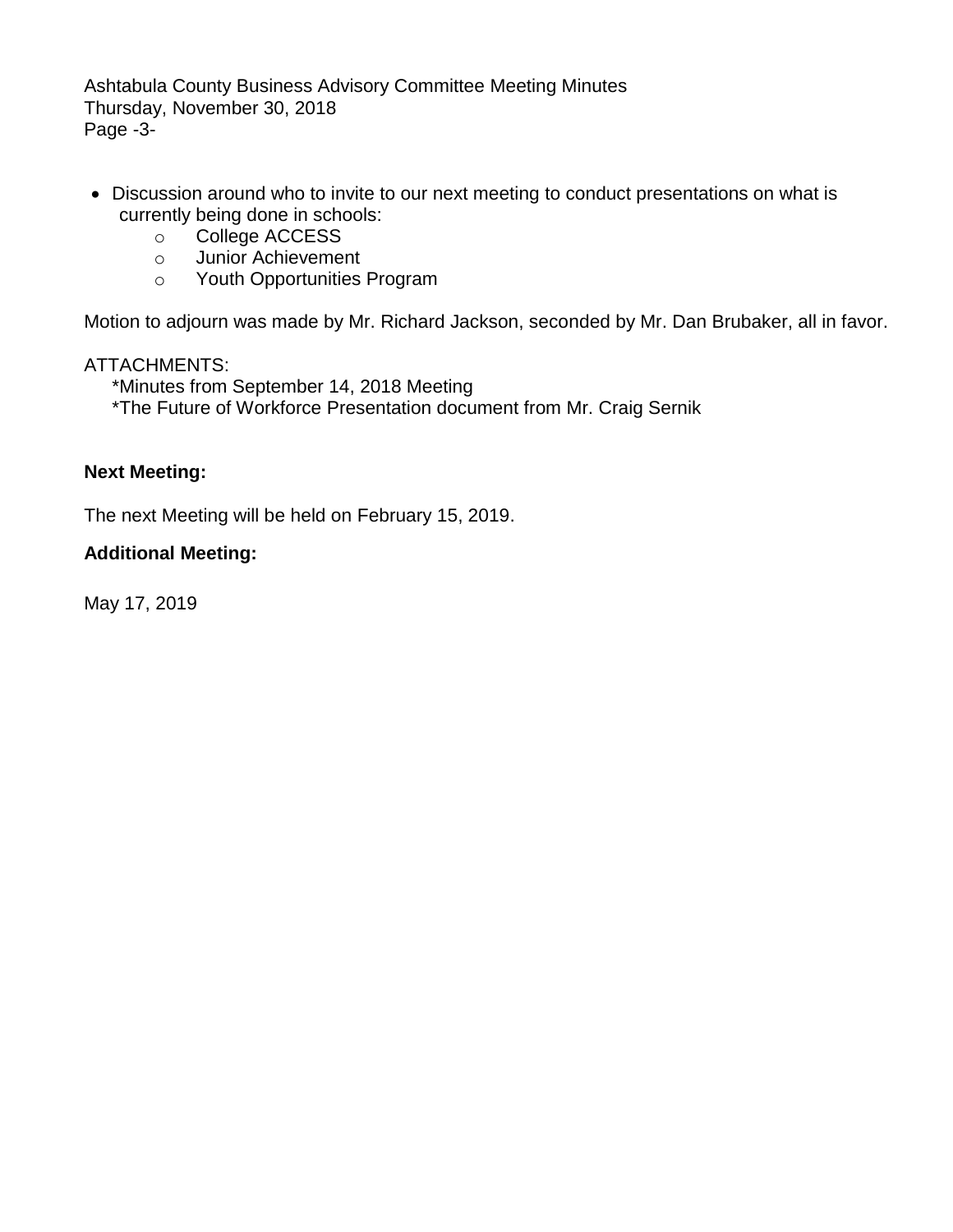- Discussion around who to invite to our next meeting to conduct presentations on what is currently being done in schools:
  - College ACCESS
  - Junior Achievement
  - Youth Opportunities Program

Motion to adjourn was made by Mr. Richard Jackson, seconded by Mr. Dan Brubaker, all in favor.

ATTACHMENTS:
*Minutes from September 14, 2018 Meeting
*The Future of Workforce Presentation document from Mr. Craig Sernik

**Next Meeting:**

The next Meeting will be held on February 15, 2019.

**Additional Meeting:**

May 17, 2019